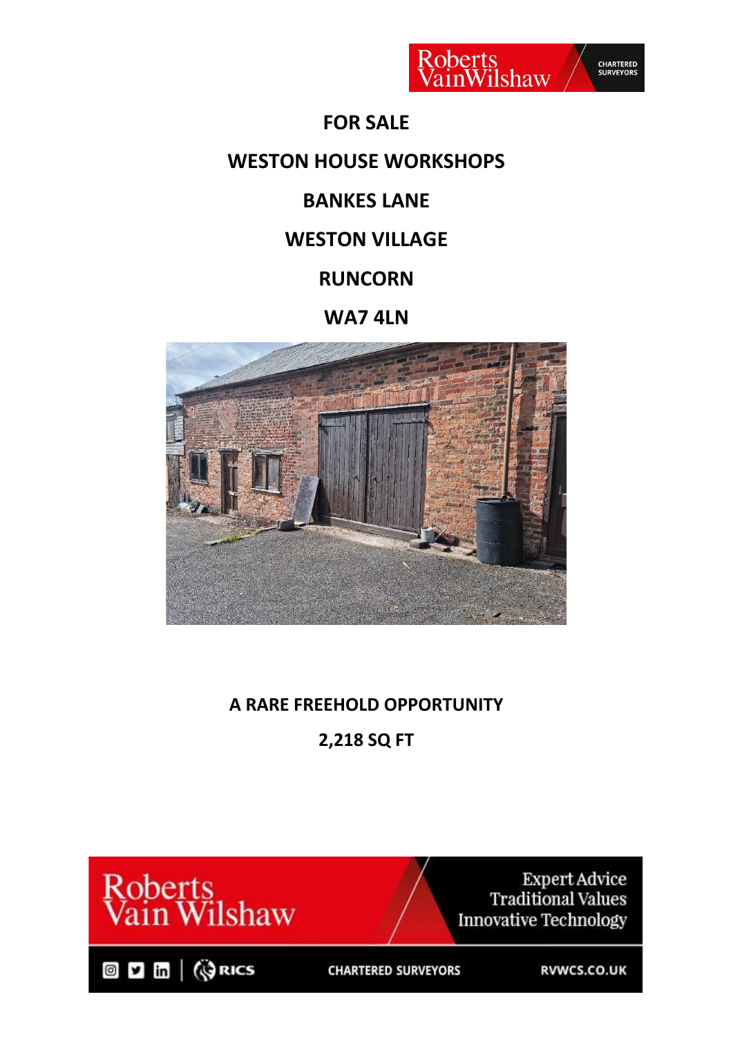# FOR SALE

## WESTON HOUSE WORKSHOPS

## BANKES LANE

## WESTON VILLAGE

## RUNCORN

## WA7 4LN

**A RARE FREEHOLD OPPORTUNITY**

**2,218 SQ FT**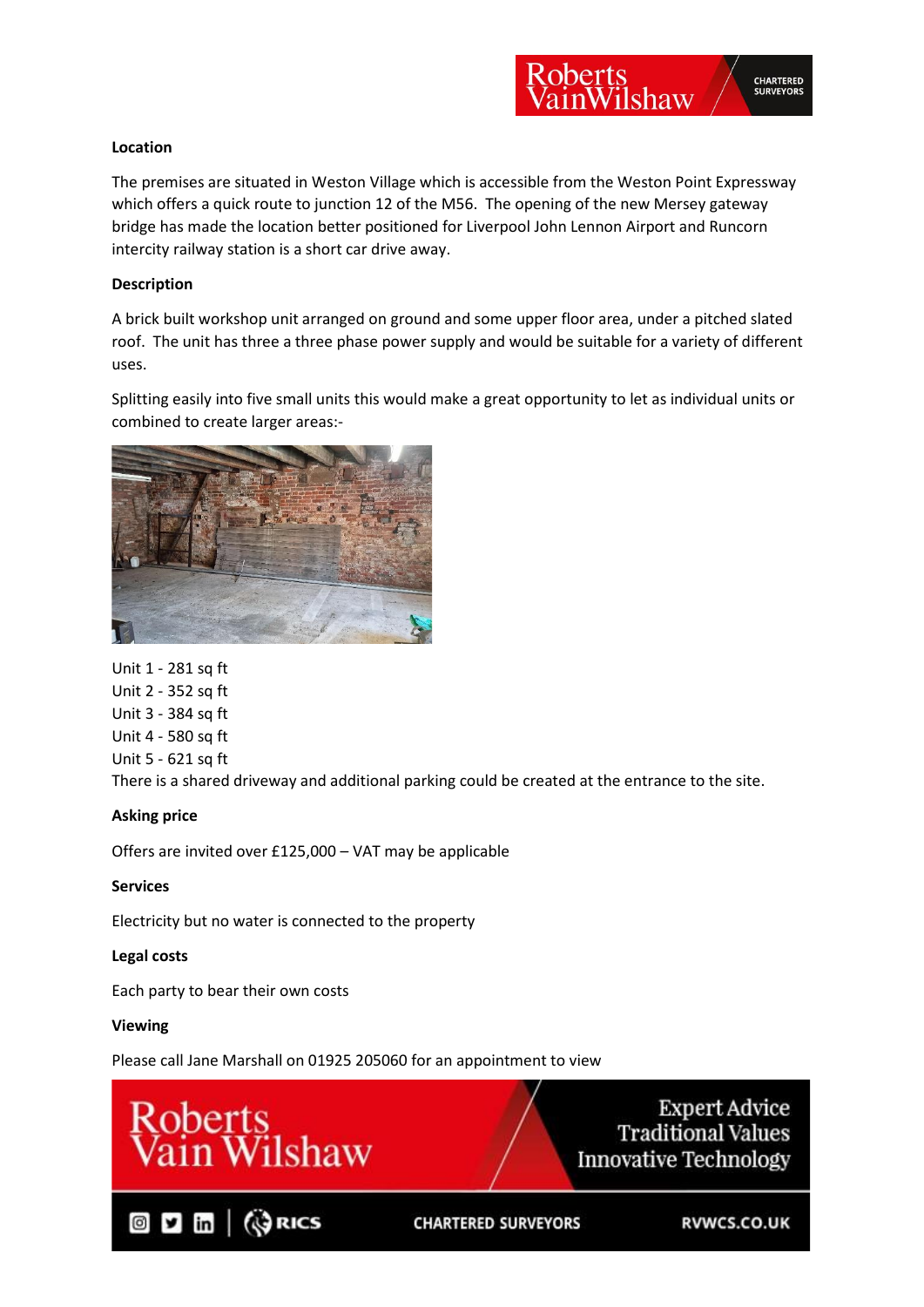**Location**

The premises are situated in Weston Village which is accessible from the Weston Point Expressway which offers a quick route to junction 12 of the M56. The opening of the new Mersey gateway bridge has made the location better positioned for Liverpool John Lennon Airport and Runcorn intercity railway station is a short car drive away.

**Description**

A brick built workshop unit arranged on ground and some upper floor area, under a pitched slated roof. The unit has three a three phase power supply and would be suitable for a variety of different uses.

Splitting easily into five small units this would make a great opportunity to let as individual units or combined to create larger areas:-

Unit 1 - 281 sq ft
Unit 2 - 352 sq ft
Unit 3 - 384 sq ft
Unit 4 - 580 sq ft
Unit 5 - 621 sq ft
There is a shared driveway and additional parking could be created at the entrance to the site.

**Asking price**

Offers are invited over £125,000 – VAT may be applicable

**Services**

Electricity but no water is connected to the property

**Legal costs**

Each party to bear their own costs

**Viewing**

Please call Jane Marshall on 01925 205060 for an appointment to view